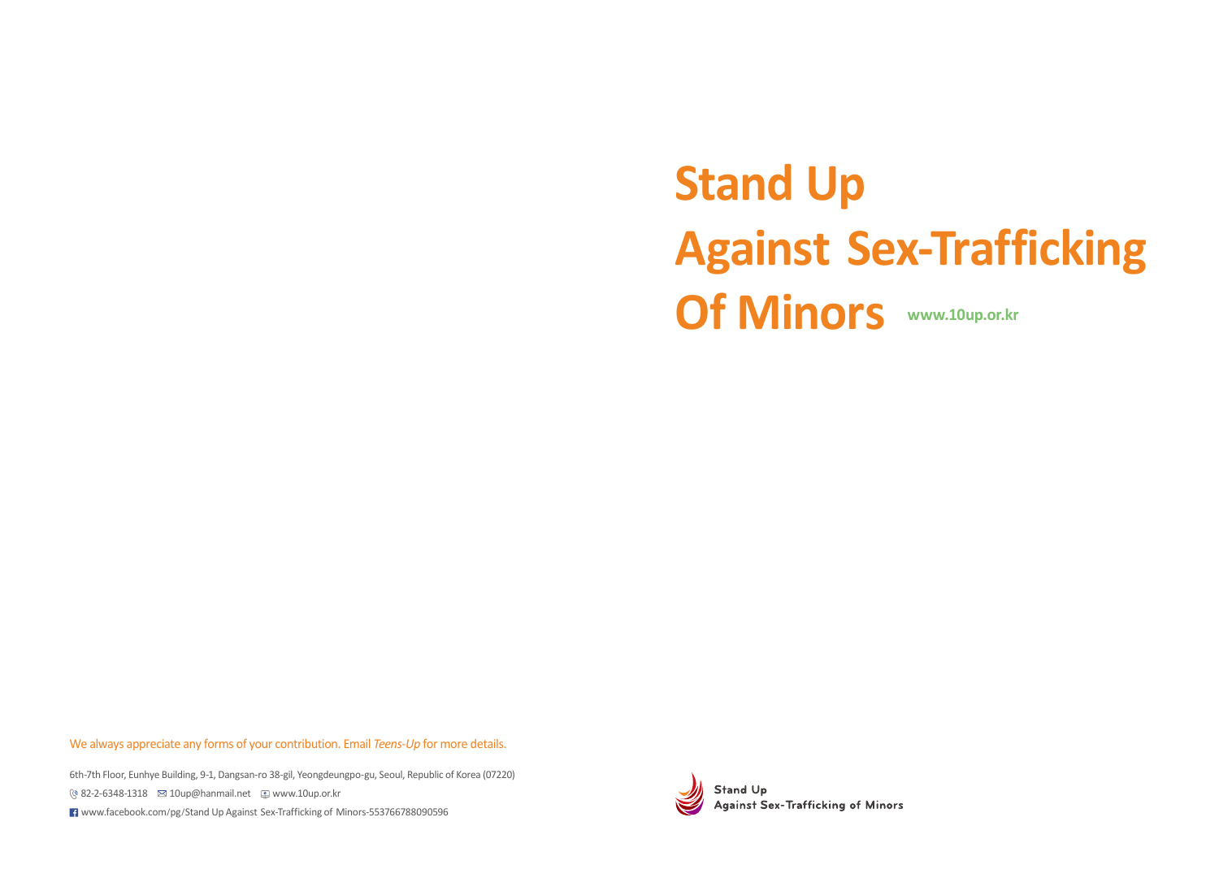# Stand Up Against Sex-Trafficking Of Minors

www.10up.or.kr

We always appreciate any forms of your contribution. Email *Teens-Up* for more details.

6th-7th Floor, Eunhye Building, 9-1, Dangsan-ro 38-gil, Yeongdeungpo-gu, Seoul, Republic of Korea (07220)

82-2-6348-1318 10up@hanmail.net www.10up.or.kr

www.facebook.com/pg/Stand Up Against Sex-Trafficking of Minors-553766788090596

Stand Up
Against Sex-Trafficking of Minors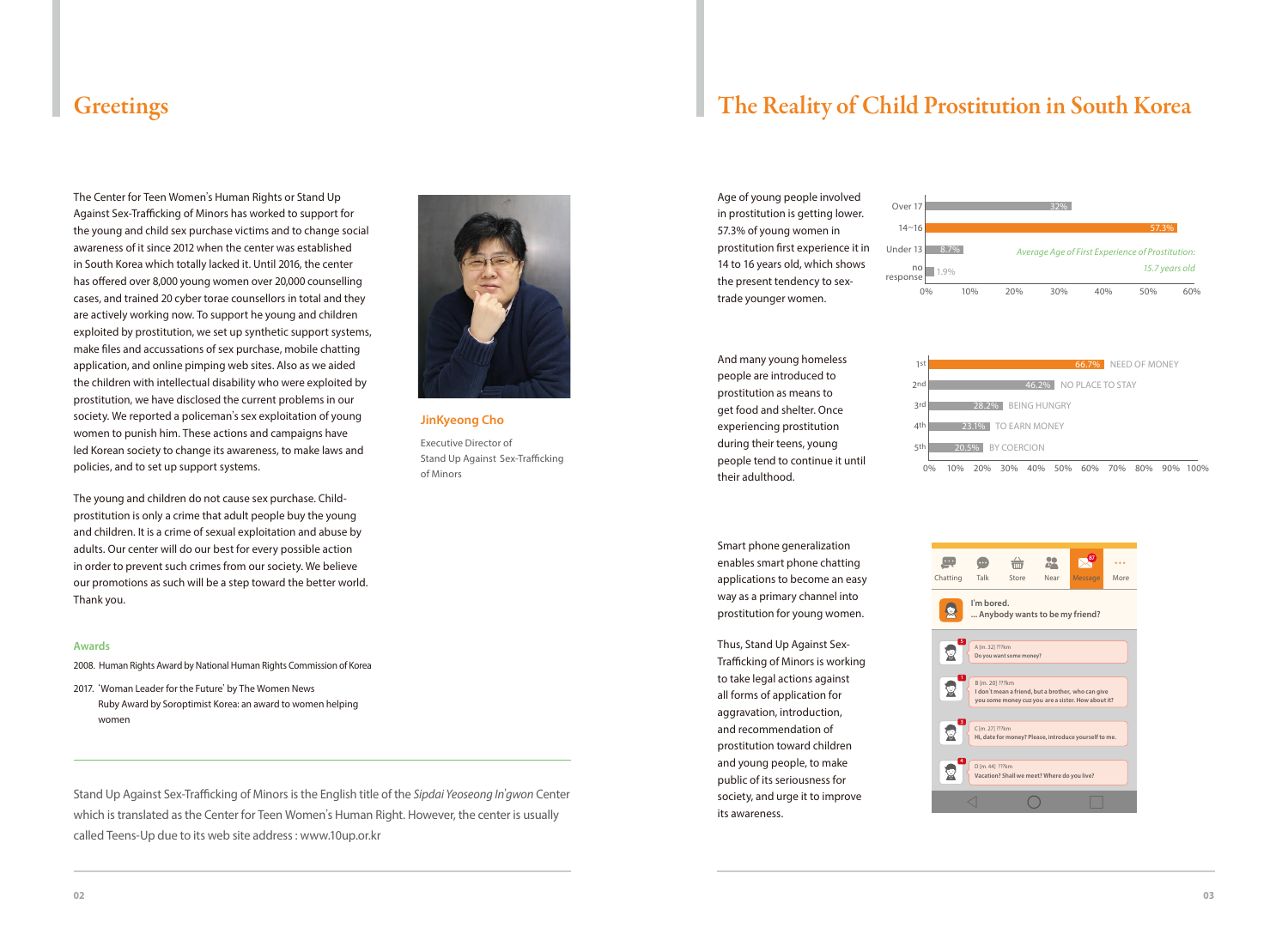# Greetings

The Center for Teen Women's Human Rights or Stand Up Against Sex-Trafficking of Minors has worked to support for the young and child sex purchase victims and to change social awareness of it since 2012 when the center was established in South Korea which totally lacked it. Until 2016, the center has offered over 8,000 young women over 20,000 counselling cases, and trained 20 cyber torae counsellors in total and they are actively working now. To support he young and children exploited by prostitution, we set up synthetic support systems, make files and accussations of sex purchase, mobile chatting application, and online pimping web sites. Also as we aided the children with intellectual disability who were exploited by prostitution, we have disclosed the current problems in our society. We reported a policeman's sex exploitation of young women to punish him. These actions and campaigns have led Korean society to change its awareness, to make laws and policies, and to set up support systems.

The young and children do not cause sex purchase. Child-prostitution is only a crime that adult people buy the young and children. It is a crime of sexual exploitation and abuse by adults. Our center will do our best for every possible action in order to prevent such crimes from our society. We believe our promotions as such will be a step toward the better world. Thank you.

**JinKyeong Cho**

Executive Director of Stand Up Against Sex-Trafficking of Minors

### Awards

2008. Human Rights Award by National Human Rights Commission of Korea

2017. 'Woman Leader for the Future' by The Women News
Ruby Award by Soroptimist Korea: an award to women helping women

---

Stand Up Against Sex-Trafficking of Minors is the English title of the *Sipdai Yeoseong In'gwon* Center which is translated as the Center for Teen Women's Human Right. However, the center is usually called Teens-Up due to its web site address : www.10up.or.kr

# The Reality of Child Prostitution in South Korea

Age of young people involved in prostitution is getting lower. 57.3% of young women in prostitution first experience it in 14 to 16 years old, which shows the present tendency to sex-trade younger women.

| Age | % |
| --- | --- |
| Over 17 | 32% |
| 14~16 | 57.3% |
| Under 13 | 8.7% |
| no response | 1.9% |

*Average Age of First Experience of Prostitution: 15.7 years old*

And many young homeless people are introduced to prostitution as means to get food and shelter. Once experiencing prostitution during their teens, young people tend to continue it until their adulthood.

| Rank | % | Reason |
| --- | --- | --- |
| 1st | 66.7% | NEED OF MONEY |
| 2nd | 46.2% | NO PLACE TO STAY |
| 3rd | 28.2% | BEING HUNGRY |
| 4th | 23.1% | TO EARN MONEY |
| 5th | 20.5% | BY COERCION |

Smart phone generalization enables smart phone chatting applications to become an easy way as a primary channel into prostitution for young women.

Thus, Stand Up Against Sex-Trafficking of Minors is working to take legal actions against all forms of application for aggravation, introduction, and recommendation of prostitution toward children and young people, to make public of its seriousness for society, and urge it to improve its awareness.

Chatting | Talk | Store | Near | Message | More

I'm bored.
... Anybody wants to be my friend?

A [m. 32] ??km
Do you want some money?

B [m. 20] ??km
I don't mean a friend, but a brother, who can give you some money cuz you are a sister. How about it?

C [m. 27] ??km
Hi, date for money? Please, introduce yourself to me.

D [m. 44] ??km
Vacation? Shall we meet? Where do you live?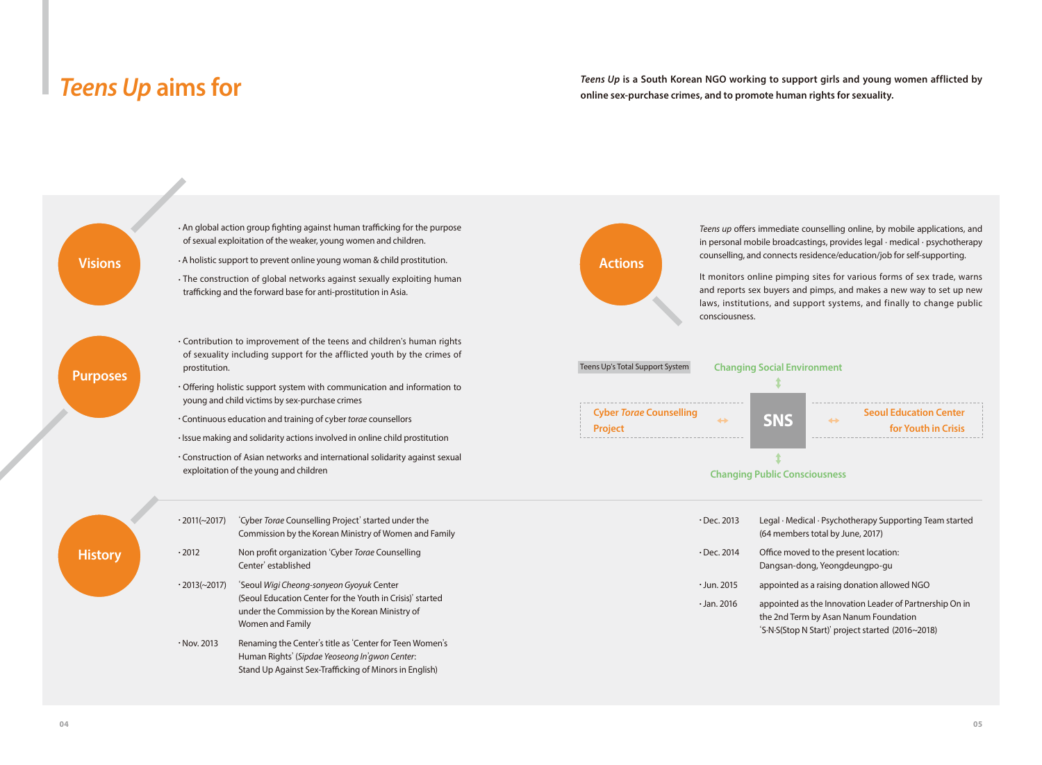# *Teens Up* aims for

***Teens Up*** **is a South Korean NGO working to support girls and young women afflicted by online sex-purchase crimes, and to promote human rights for sexuality.**

## Visions

- An global action group fighting against human trafficking for the purpose of sexual exploitation of the weaker, young women and children.
- A holistic support to prevent online young woman & child prostitution.
- The construction of global networks against sexually exploiting human trafficking and the forward base for anti-prostitution in Asia.

## Purposes

- Contribution to improvement of the teens and children's human rights of sexuality including support for the afflicted youth by the crimes of prostitution.
- Offering holistic support system with communication and information to young and child victims by sex-purchase crimes
- Continuous education and training of cyber *torae* counsellors
- Issue making and solidarity actions involved in online child prostitution
- Construction of Asian networks and international solidarity against sexual exploitation of the young and children

## Actions

*Teens up* offers immediate counselling online, by mobile applications, and in personal mobile broadcastings, provides legal · medical · psychotherapy counselling, and connects residence/education/job for self-supporting.

It monitors online pimping sites for various forms of sex trade, warns and reports sex buyers and pimps, and makes a new way to set up new laws, institutions, and support systems, and finally to change public consciousness.

**Teens Up's Total Support System**

- **Changing Social Environment**
- **Cyber *Torae* Counselling Project** ↔ **SNS** ↔ **Seoul Education Center for Youth in Crisis**
- **Changing Public Consciousness**

## History

| | |
|---|---|
| · 2011(~2017) | 'Cyber *Torae* Counselling Project' started under the Commission by the Korean Ministry of Women and Family |
| · 2012 | Non profit organization 'Cyber *Torae* Counselling Center' established |
| · 2013(~2017) | 'Seoul *Wigi Cheong-sonyeon Gyoyuk* Center (Seoul Education Center for the Youth in Crisis)' started under the Commission by the Korean Ministry of Women and Family |
| · Nov. 2013 | Renaming the Center's title as 'Center for Teen Women's Human Rights' (*Sipdae Yeoseong In'gwon Center*: Stand Up Against Sex-Trafficking of Minors in English) |
| · Dec. 2013 | Legal · Medical · Psychotherapy Supporting Team started (64 members total by June, 2017) |
| · Dec. 2014 | Office moved to the present location: Dangsan-dong, Yeongdeungpo-gu |
| · Jun. 2015 | appointed as a raising donation allowed NGO |
| · Jan. 2016 | appointed as the Innovation Leader of Partnership On in the 2nd Term by Asan Nanum Foundation 'S-N-S(Stop N Start)' project started (2016~2018) |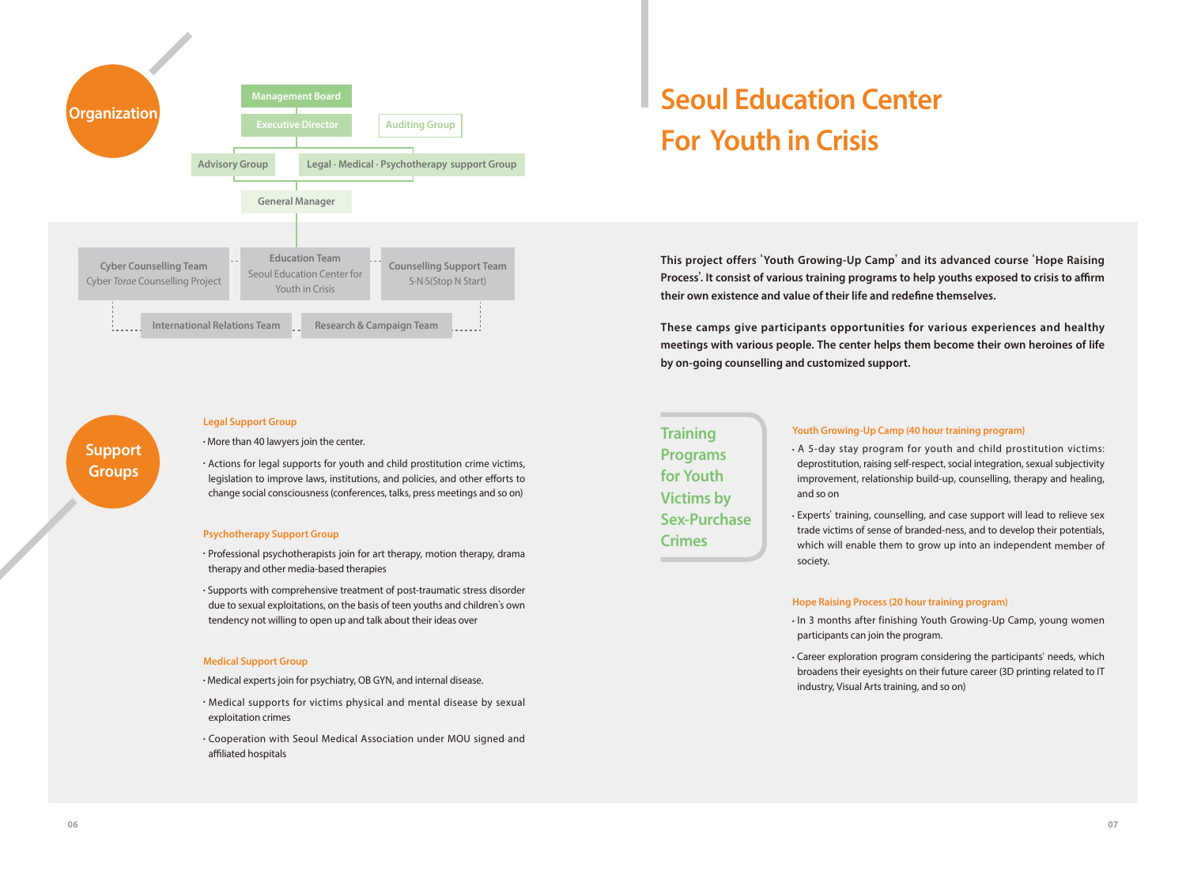## Organization

- Management Board
- Executive Director
- Auditing Group
- Advisory Group
- Legal · Medical · Psychotherapy support Group
- General Manager
- Cyber Counselling Team
  Cyber *Torae* Counselling Project
- Education Team
  Seoul Education Center for Youth in Crisis
- Counselling Support Team
  S·N·S(Stop N Start)
- International Relations Team
- Research & Campaign Team

## Support Groups

### Legal Support Group

- More than 40 lawyers join the center.
- Actions for legal supports for youth and child prostitution crime victims, legislation to improve laws, institutions, and policies, and other efforts to change social consciousness (conferences, talks, press meetings and so on)

### Psychotherapy Support Group

- Professional psychotherapists join for art therapy, motion therapy, drama therapy and other media-based therapies
- Supports with comprehensive treatment of post-traumatic stress disorder due to sexual exploitations, on the basis of teen youths and children's own tendency not willing to open up and talk about their ideas over

### Medical Support Group

- Medical experts join for psychiatry, OB GYN, and internal disease.
- Medical supports for victims physical and mental disease by sexual exploitation crimes
- Cooperation with Seoul Medical Association under MOU signed and affiliated hospitals

# Seoul Education Center For Youth in Crisis

**This project offers 'Youth Growing-Up Camp' and its advanced course 'Hope Raising Process'. It consist of various training programs to help youths exposed to crisis to affirm their own existence and value of their life and redefine themselves.**

**These camps give participants opportunities for various experiences and healthy meetings with various people. The center helps them become their own heroines of life by on-going counselling and customized support.**

## Training Programs for Youth Victims by Sex-Purchase Crimes

### Youth Growing-Up Camp (40 hour training program)

- A 5-day stay program for youth and child prostitution victims: deprostitution, raising self-respect, social integration, sexual subjectivity improvement, relationship build-up, counselling, therapy and healing, and so on
- Experts' training, counselling, and case support will lead to relieve sex trade victims of sense of branded-ness, and to develop their potentials, which will enable them to grow up into an independent member of society.

### Hope Raising Process (20 hour training program)

- In 3 months after finishing Youth Growing-Up Camp, young women participants can join the program.
- Career exploration program considering the participants' needs, which broadens their eyesights on their future career (3D printing related to IT industry, Visual Arts training, and so on)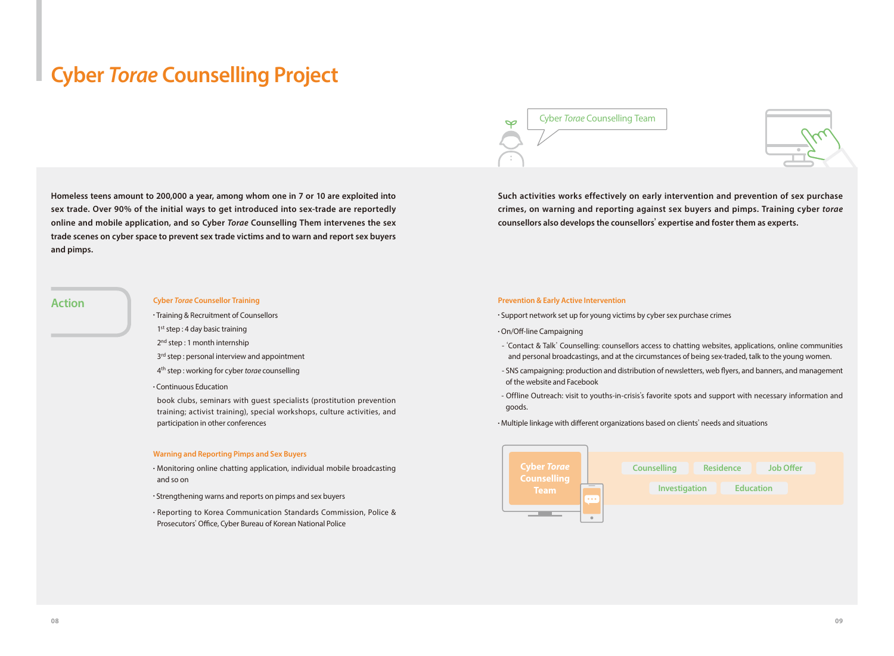# Cyber *Torae* Counselling Project

Cyber *Torae* Counselling Team

**Homeless teens amount to 200,000 a year, among whom one in 7 or 10 are exploited into sex trade. Over 90% of the initial ways to get introduced into sex-trade are reportedly online and mobile application, and so Cyber *Torae* Counselling Them intervenes the sex trade scenes on cyber space to prevent sex trade victims and to warn and report sex buyers and pimps.**

**Such activities works effectively on early intervention and prevention of sex purchase crimes, on warning and reporting against sex buyers and pimps. Training cyber *torae* counsellors also develops the counsellors' expertise and foster them as experts.**

## Action

### Cyber *Torae* Counsellor Training

- Training & Recruitment of Counsellors
  - 1st step : 4 day basic training
  - 2nd step : 1 month internship
  - 3rd step : personal interview and appointment
  - 4th step : working for cyber *torae* counselling
- Continuous Education

  book clubs, seminars with guest specialists (prostitution prevention training; activist training), special workshops, culture activities, and participation in other conferences

### Warning and Reporting Pimps and Sex Buyers

- Monitoring online chatting application, individual mobile broadcasting and so on
- Strengthening warns and reports on pimps and sex buyers
- Reporting to Korea Communication Standards Commission, Police & Prosecutors' Office, Cyber Bureau of Korean National Police

### Prevention & Early Active Intervention

- Support network set up for young victims by cyber sex purchase crimes
- On/Off-line Campaigning
  - 'Contact & Talk' Counselling: counsellors access to chatting websites, applications, online communities and personal broadcastings, and at the circumstances of being sex-traded, talk to the young women.
  - SNS campaigning: production and distribution of newsletters, web flyers, and banners, and management of the website and Facebook
  - Offline Outreach: visit to youths-in-crisis's favorite spots and support with necessary information and goods.
- Multiple linkage with different organizations based on clients' needs and situations

Cyber *Torae* Counselling Team

Counselling | Residence | Job Offer | Investigation | Education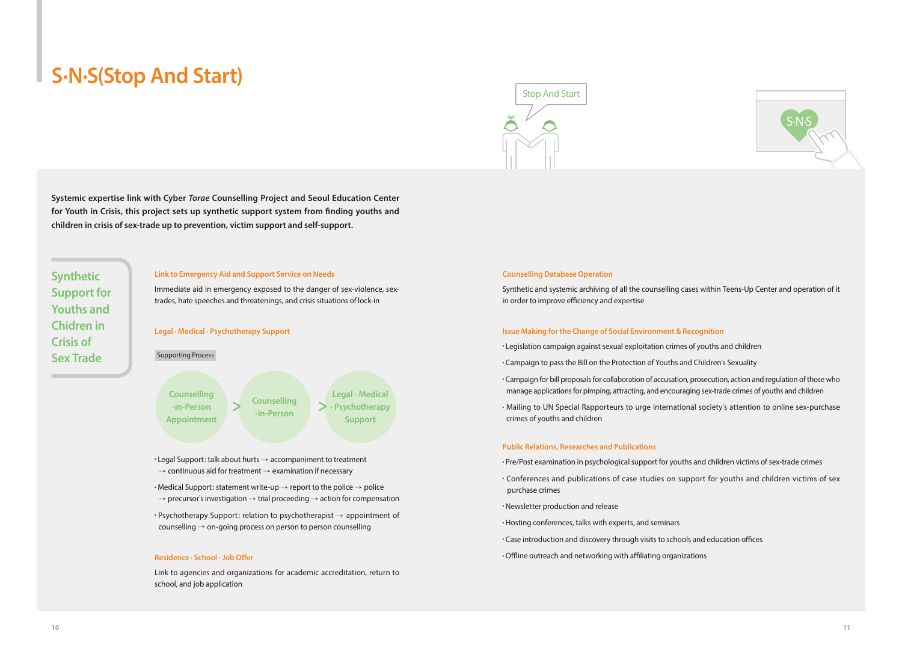# S·N·S(Stop And Start)

Stop And Start

S·N·S

**Systemic expertise link with Cyber *Torae* Counselling Project and Seoul Education Center for Youth in Crisis, this project sets up synthetic support system from finding youths and children in crisis of sex-trade up to prevention, victim support and self-support.**

## Synthetic Support for Youths and Chidren in Crisis of Sex Trade

### Link to Emergency Aid and Support Service on Needs

Immediate aid in emergency exposed to the danger of sex-violence, sex-trades, hate speeches and threatenings, and crisis situations of lock-in

### Legal · Medical · Psychotherapy Support

Supporting Process

Counselling -in-Person Appointment > Counselling -in-Person > Legal · Medical · Psychotherapy Support

- Legal Support: talk about hurts → accompaniment to treatment → continuous aid for treatment → examination if necessary
- Medical Support: statement write-up → report to the police → police → precursor's investigation → trial proceeding → action for compensation
- Psychotherapy Support: relation to psychotherapist → appointment of counselling → on-going process on person to person counselling

### Residence · School · Job Offer

Link to agencies and organizations for academic accreditation, return to school, and job application

### Counselling Database Operation

Synthetic and systemic archiving of all the counselling cases within Teens-Up Center and operation of it in order to improve efficiency and expertise

### Issue Making for the Change of Social Environment & Recognition

- Legislation campaign against sexual exploitation crimes of youths and children
- Campaign to pass the Bill on the Protection of Youths and Children's Sexuality
- Campaign for bill proposals for collaboration of accusation, prosecution, action and regulation of those who manage applications for pimping, attracting, and encouraging sex-trade crimes of youths and children
- Mailing to UN Special Rapporteurs to urge international society's attention to online sex-purchase crimes of youths and children

### Public Relations, Researches and Publications

- Pre/Post examination in psychological support for youths and children victims of sex-trade crimes
- Conferences and publications of case studies on support for youths and children victims of sex purchase crimes
- Newsletter production and release
- Hosting conferences, talks with experts, and seminars
- Case introduction and discovery through visits to schools and education offices
- Offline outreach and networking with affiliating organizations